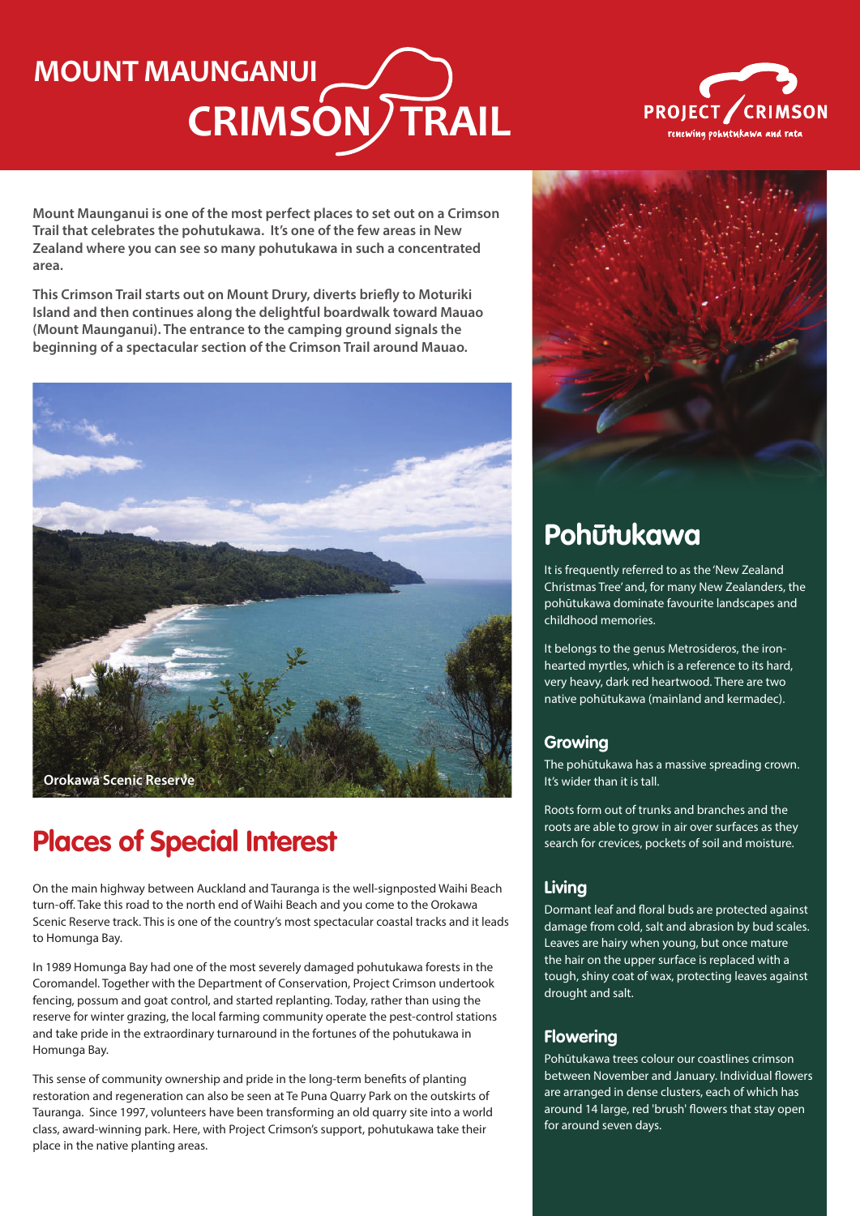# MOUNT MAUNGANUI CRIMSON TRAIL

PROJECT CRIMSON
renewing pohutukawa and rata

**Mount Maunganui is one of the most perfect places to set out on a Crimson Trail that celebrates the pohutukawa. It's one of the few areas in New Zealand where you can see so many pohutukawa in such a concentrated area.**

**This Crimson Trail starts out on Mount Drury, diverts briefly to Moturiki Island and then continues along the delightful boardwalk toward Mauao (Mount Maunganui). The entrance to the camping ground signals the beginning of a spectacular section of the Crimson Trail around Mauao.**

Orokawa Scenic Reserve

## Places of Special Interest

On the main highway between Auckland and Tauranga is the well-signposted Waihi Beach turn-off. Take this road to the north end of Waihi Beach and you come to the Orokawa Scenic Reserve track. This is one of the country's most spectacular coastal tracks and it leads to Homunga Bay.

In 1989 Homunga Bay had one of the most severely damaged pohutukawa forests in the Coromandel. Together with the Department of Conservation, Project Crimson undertook fencing, possum and goat control, and started replanting. Today, rather than using the reserve for winter grazing, the local farming community operate the pest-control stations and take pride in the extraordinary turnaround in the fortunes of the pohutukawa in Homunga Bay.

This sense of community ownership and pride in the long-term benefits of planting restoration and regeneration can also be seen at Te Puna Quarry Park on the outskirts of Tauranga. Since 1997, volunteers have been transforming an old quarry site into a world class, award-winning park. Here, with Project Crimson's support, pohutukawa take their place in the native planting areas.

## Pohūtukawa

It is frequently referred to as the 'New Zealand Christmas Tree' and, for many New Zealanders, the pohūtukawa dominate favourite landscapes and childhood memories.

It belongs to the genus Metrosideros, the iron-hearted myrtles, which is a reference to its hard, very heavy, dark red heartwood. There are two native pohūtukawa (mainland and kermadec).

### Growing

The pohūtukawa has a massive spreading crown. It's wider than it is tall.

Roots form out of trunks and branches and the roots are able to grow in air over surfaces as they search for crevices, pockets of soil and moisture.

### Living

Dormant leaf and floral buds are protected against damage from cold, salt and abrasion by bud scales. Leaves are hairy when young, but once mature the hair on the upper surface is replaced with a tough, shiny coat of wax, protecting leaves against drought and salt.

### Flowering

Pohūtukawa trees colour our coastlines crimson between November and January. Individual flowers are arranged in dense clusters, each of which has around 14 large, red 'brush' flowers that stay open for around seven days.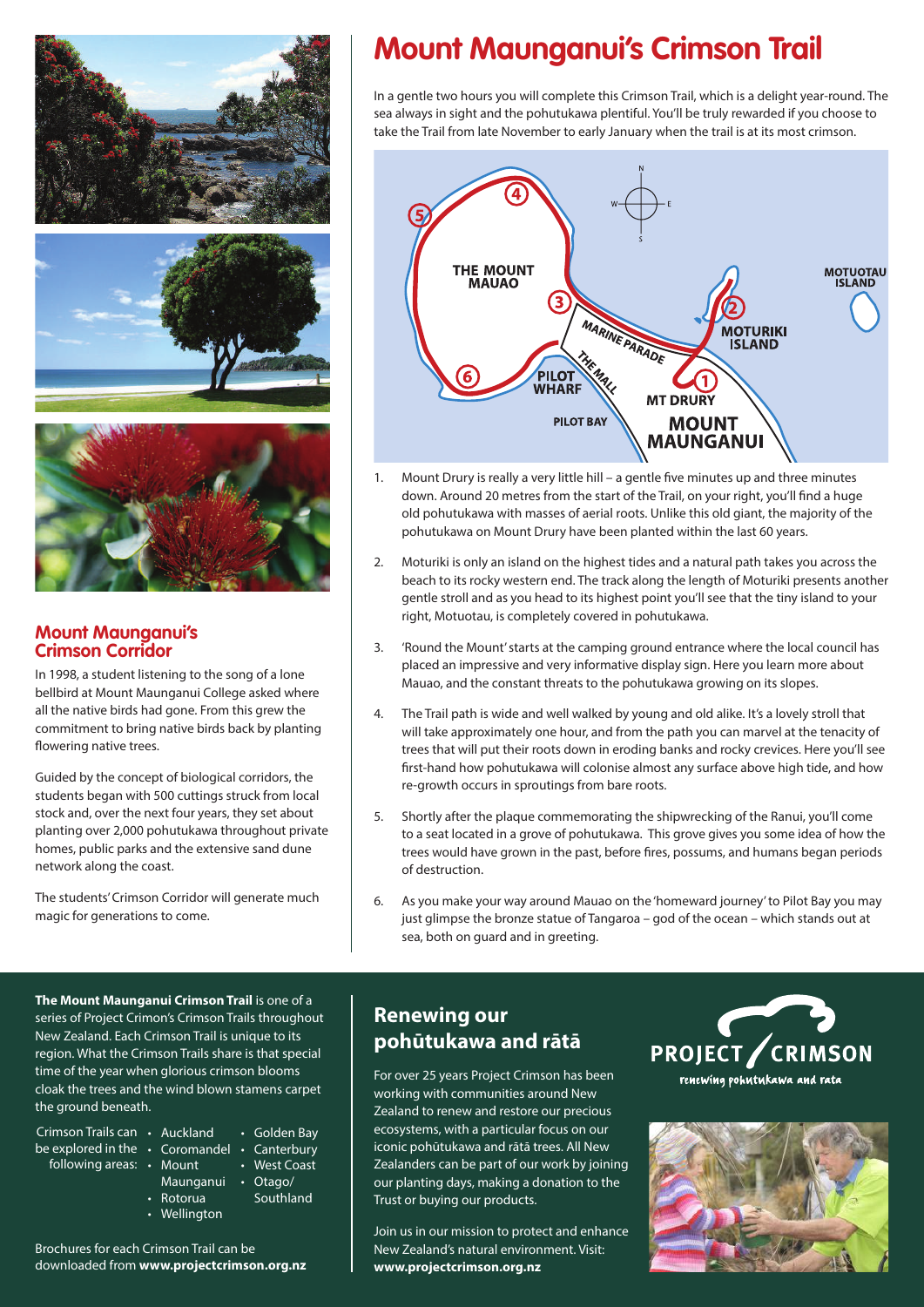# Mount Maunganui's Crimson Trail

In a gentle two hours you will complete this Crimson Trail, which is a delight year-round. The sea always in sight and the pohutukawa plentiful. You'll be truly rewarded if you choose to take the Trail from late November to early January when the trail is at its most crimson.

THE MOUNT MAUAO

MARINE PARADE

THE MALL

PILOT WHARF

PILOT BAY

MT DRURY

MOUNT MAUNGANUI

MOTURIKI ISLAND

MOTUOTAU ISLAND

1. Mount Drury is really a very little hill – a gentle five minutes up and three minutes down. Around 20 metres from the start of the Trail, on your right, you'll find a huge old pohutukawa with masses of aerial roots. Unlike this old giant, the majority of the pohutukawa on Mount Drury have been planted within the last 60 years.

2. Moturiki is only an island on the highest tides and a natural path takes you across the beach to its rocky western end. The track along the length of Moturiki presents another gentle stroll and as you head to its highest point you'll see that the tiny island to your right, Motuotau, is completely covered in pohutukawa.

3. 'Round the Mount' starts at the camping ground entrance where the local council has placed an impressive and very informative display sign. Here you learn more about Mauao, and the constant threats to the pohutukawa growing on its slopes.

4. The Trail path is wide and well walked by young and old alike. It's a lovely stroll that will take approximately one hour, and from the path you can marvel at the tenacity of trees that will put their roots down in eroding banks and rocky crevices. Here you'll see first-hand how pohutukawa will colonise almost any surface above high tide, and how re-growth occurs in sproutings from bare roots.

5. Shortly after the plaque commemorating the shipwrecking of the Ranui, you'll come to a seat located in a grove of pohutukawa. This grove gives you some idea of how the trees would have grown in the past, before fires, possums, and humans began periods of destruction.

6. As you make your way around Mauao on the 'homeward journey' to Pilot Bay you may just glimpse the bronze statue of Tangaroa – god of the ocean – which stands out at sea, both on guard and in greeting.

## Mount Maunganui's Crimson Corridor

In 1998, a student listening to the song of a lone bellbird at Mount Maunganui College asked where all the native birds had gone. From this grew the commitment to bring native birds back by planting flowering native trees.

Guided by the concept of biological corridors, the students began with 500 cuttings struck from local stock and, over the next four years, they set about planting over 2,000 pohutukawa throughout private homes, public parks and the extensive sand dune network along the coast.

The students' Crimson Corridor will generate much magic for generations to come.

**The Mount Maunganui Crimson Trail** is one of a series of Project Crimon's Crimson Trails throughout New Zealand. Each Crimson Trail is unique to its region. What the Crimson Trails share is that special time of the year when glorious crimson blooms cloak the trees and the wind blown stamens carpet the ground beneath.

Crimson Trails can be explored in the following areas:

- Auckland
- Coromandel
- Mount Maunganui
- Rotorua
- Wellington
- Golden Bay
- Canterbury
- West Coast
- Otago/Southland

Brochures for each Crimson Trail can be downloaded from **www.projectcrimson.org.nz**

## Renewing our pohūtukawa and rātā

For over 25 years Project Crimson has been working with communities around New Zealand to renew and restore our precious ecosystems, with a particular focus on our iconic pohūtukawa and rātā trees. All New Zealanders can be part of our work by joining our planting days, making a donation to the Trust or buying our products.

Join us in our mission to protect and enhance New Zealand's natural environment. Visit: **www.projectcrimson.org.nz**

PROJECT CRIMSON
renewing pohutukawa and rata